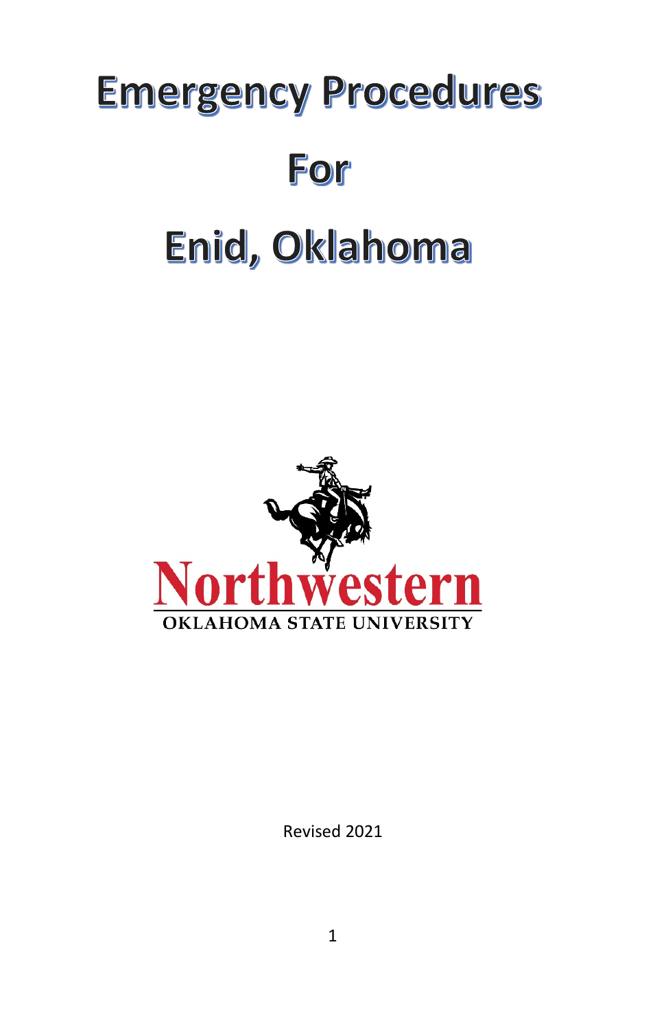# Emergency Procedures

# For

# Enid, Oklahoma

Northwestern

OKLAHOMA STATE UNIVERSITY

Revised 2021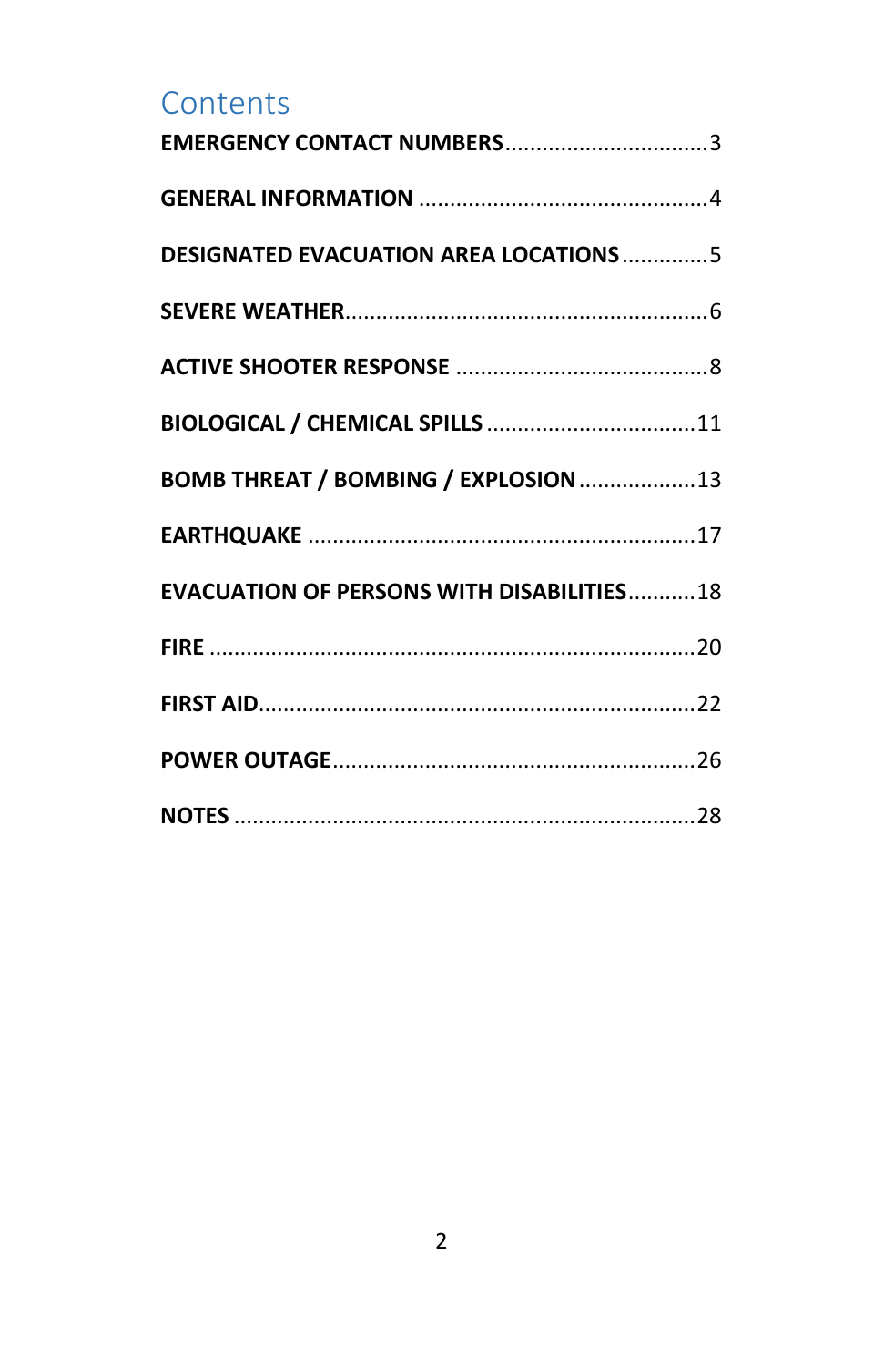# Contents

**EMERGENCY CONTACT NUMBERS** .................................3

**GENERAL INFORMATION** ..............................................4

**DESIGNATED EVACUATION AREA LOCATIONS** ..............5

**SEVERE WEATHER** ..........................................................6

**ACTIVE SHOOTER RESPONSE** .........................................8

**BIOLOGICAL / CHEMICAL SPILLS** ..................................11

**BOMB THREAT / BOMBING / EXPLOSION** ...................13

**EARTHQUAKE** ..............................................................17

**EVACUATION OF PERSONS WITH DISABILITIES** ...........18

**FIRE** ..............................................................................20

**FIRST AID** ......................................................................22

**POWER OUTAGE** ..........................................................26

**NOTES** ..........................................................................28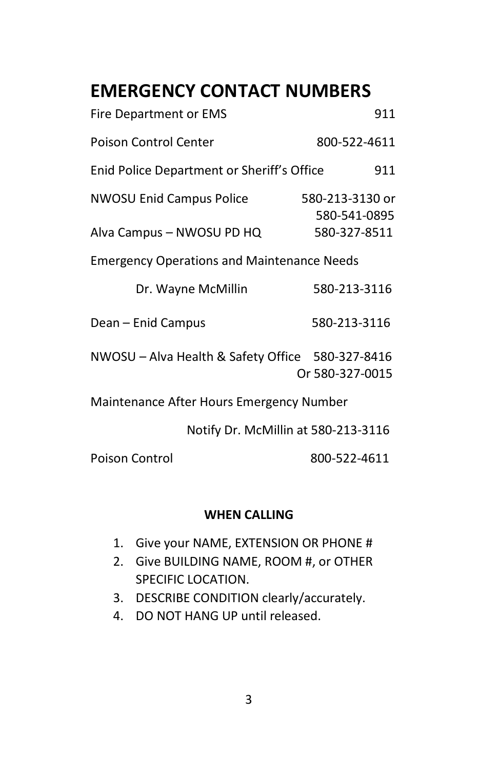# EMERGENCY CONTACT NUMBERS

| | |
|---|---|
| Fire Department or EMS | 911 |
| Poison Control Center | 800-522-4611 |
| Enid Police Department or Sheriff's Office | 911 |
| NWOSU Enid Campus Police | 580-213-3130 or 580-541-0895 |
| Alva Campus – NWOSU PD HQ | 580-327-8511 |
| Emergency Operations and Maintenance Needs | |
| Dr. Wayne McMillin | 580-213-3116 |
| Dean – Enid Campus | 580-213-3116 |
| NWOSU – Alva Health & Safety Office | 580-327-8416 Or 580-327-0015 |
| Maintenance After Hours Emergency Number | |
| | Notify Dr. McMillin at 580-213-3116 |
| Poison Control | 800-522-4611 |

**WHEN CALLING**

1. Give your NAME, EXTENSION OR PHONE #
2. Give BUILDING NAME, ROOM #, or OTHER SPECIFIC LOCATION.
3. DESCRIBE CONDITION clearly/accurately.
4. DO NOT HANG UP until released.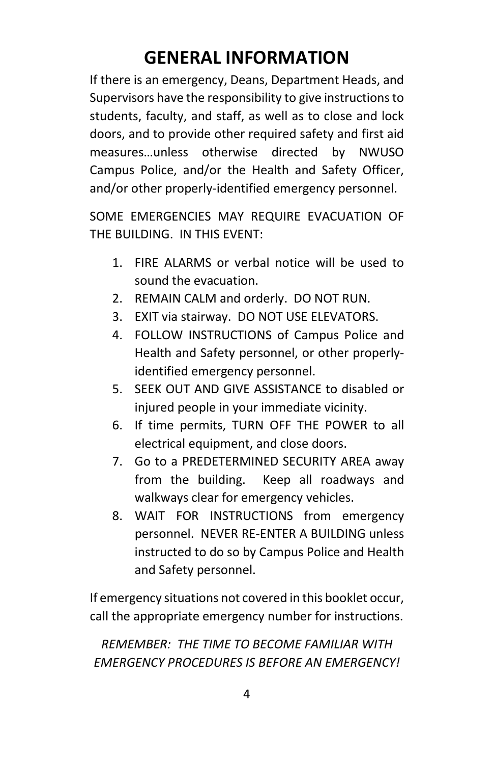# GENERAL INFORMATION

If there is an emergency, Deans, Department Heads, and Supervisors have the responsibility to give instructions to students, faculty, and staff, as well as to close and lock doors, and to provide other required safety and first aid measures…unless otherwise directed by NWUSO Campus Police, and/or the Health and Safety Officer, and/or other properly-identified emergency personnel.

SOME EMERGENCIES MAY REQUIRE EVACUATION OF THE BUILDING. IN THIS EVENT:

1. FIRE ALARMS or verbal notice will be used to sound the evacuation.
2. REMAIN CALM and orderly. DO NOT RUN.
3. EXIT via stairway. DO NOT USE ELEVATORS.
4. FOLLOW INSTRUCTIONS of Campus Police and Health and Safety personnel, or other properly-identified emergency personnel.
5. SEEK OUT AND GIVE ASSISTANCE to disabled or injured people in your immediate vicinity.
6. If time permits, TURN OFF THE POWER to all electrical equipment, and close doors.
7. Go to a PREDETERMINED SECURITY AREA away from the building. Keep all roadways and walkways clear for emergency vehicles.
8. WAIT FOR INSTRUCTIONS from emergency personnel. NEVER RE-ENTER A BUILDING unless instructed to do so by Campus Police and Health and Safety personnel.

If emergency situations not covered in this booklet occur, call the appropriate emergency number for instructions.

*REMEMBER: THE TIME TO BECOME FAMILIAR WITH EMERGENCY PROCEDURES IS BEFORE AN EMERGENCY!*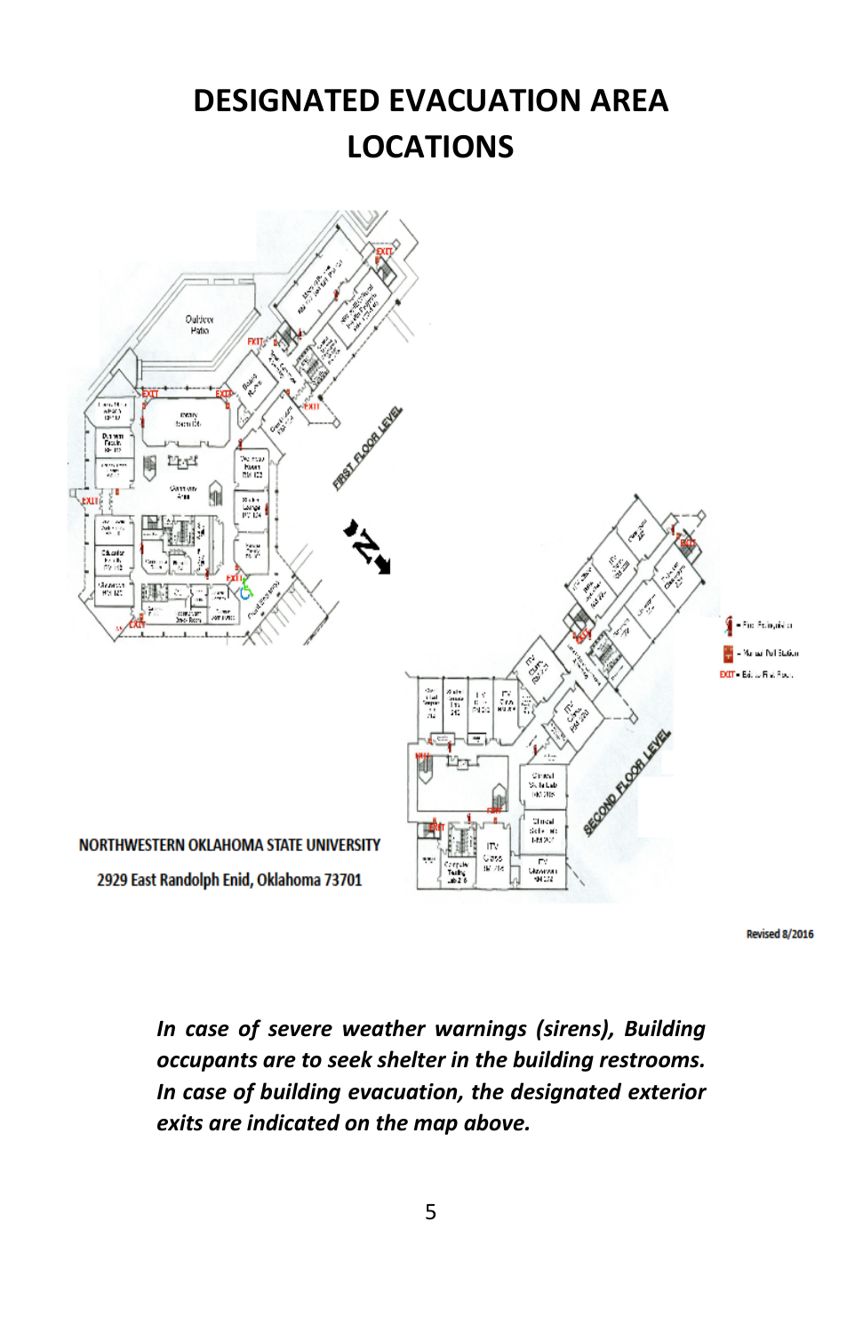# DESIGNATED EVACUATION AREA LOCATIONS

NORTHWESTERN OKLAHOMA STATE UNIVERSITY

2929 East Randolph Enid, Oklahoma 73701

Revised 8/2016

*In case of severe weather warnings (sirens), Building occupants are to seek shelter in the building restrooms. In case of building evacuation, the designated exterior exits are indicated on the map above.*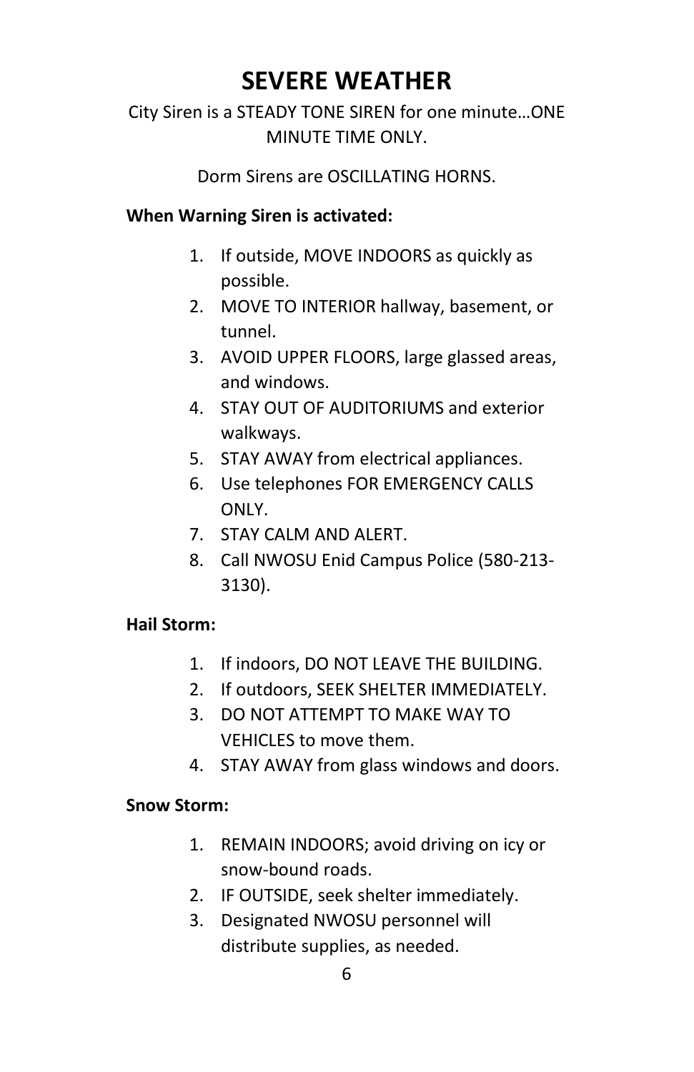# SEVERE WEATHER

City Siren is a STEADY TONE SIREN for one minute…ONE MINUTE TIME ONLY.

Dorm Sirens are OSCILLATING HORNS.

**When Warning Siren is activated:**

1. If outside, MOVE INDOORS as quickly as possible.
2. MOVE TO INTERIOR hallway, basement, or tunnel.
3. AVOID UPPER FLOORS, large glassed areas, and windows.
4. STAY OUT OF AUDITORIUMS and exterior walkways.
5. STAY AWAY from electrical appliances.
6. Use telephones FOR EMERGENCY CALLS ONLY.
7. STAY CALM AND ALERT.
8. Call NWOSU Enid Campus Police (580-213-3130).

**Hail Storm:**

1. If indoors, DO NOT LEAVE THE BUILDING.
2. If outdoors, SEEK SHELTER IMMEDIATELY.
3. DO NOT ATTEMPT TO MAKE WAY TO VEHICLES to move them.
4. STAY AWAY from glass windows and doors.

**Snow Storm:**

1. REMAIN INDOORS; avoid driving on icy or snow-bound roads.
2. IF OUTSIDE, seek shelter immediately.
3. Designated NWOSU personnel will distribute supplies, as needed.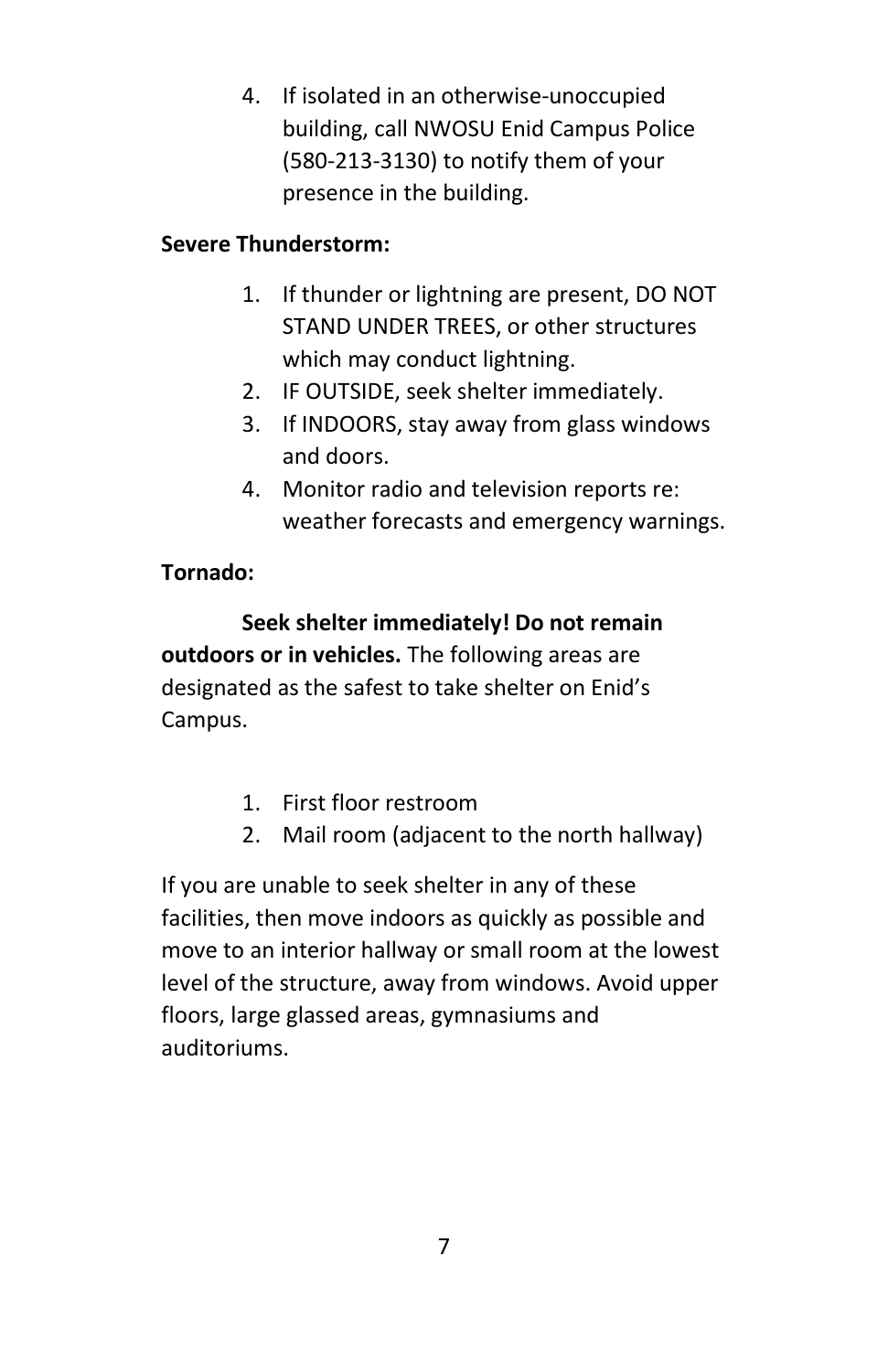4. If isolated in an otherwise-unoccupied building, call NWOSU Enid Campus Police (580-213-3130) to notify them of your presence in the building.

**Severe Thunderstorm:**

1. If thunder or lightning are present, DO NOT STAND UNDER TREES, or other structures which may conduct lightning.
2. IF OUTSIDE, seek shelter immediately.
3. If INDOORS, stay away from glass windows and doors.
4. Monitor radio and television reports re: weather forecasts and emergency warnings.

**Tornado:**

**Seek shelter immediately! Do not remain outdoors or in vehicles.** The following areas are designated as the safest to take shelter on Enid's Campus.

1. First floor restroom
2. Mail room (adjacent to the north hallway)

If you are unable to seek shelter in any of these facilities, then move indoors as quickly as possible and move to an interior hallway or small room at the lowest level of the structure, away from windows. Avoid upper floors, large glassed areas, gymnasiums and auditoriums.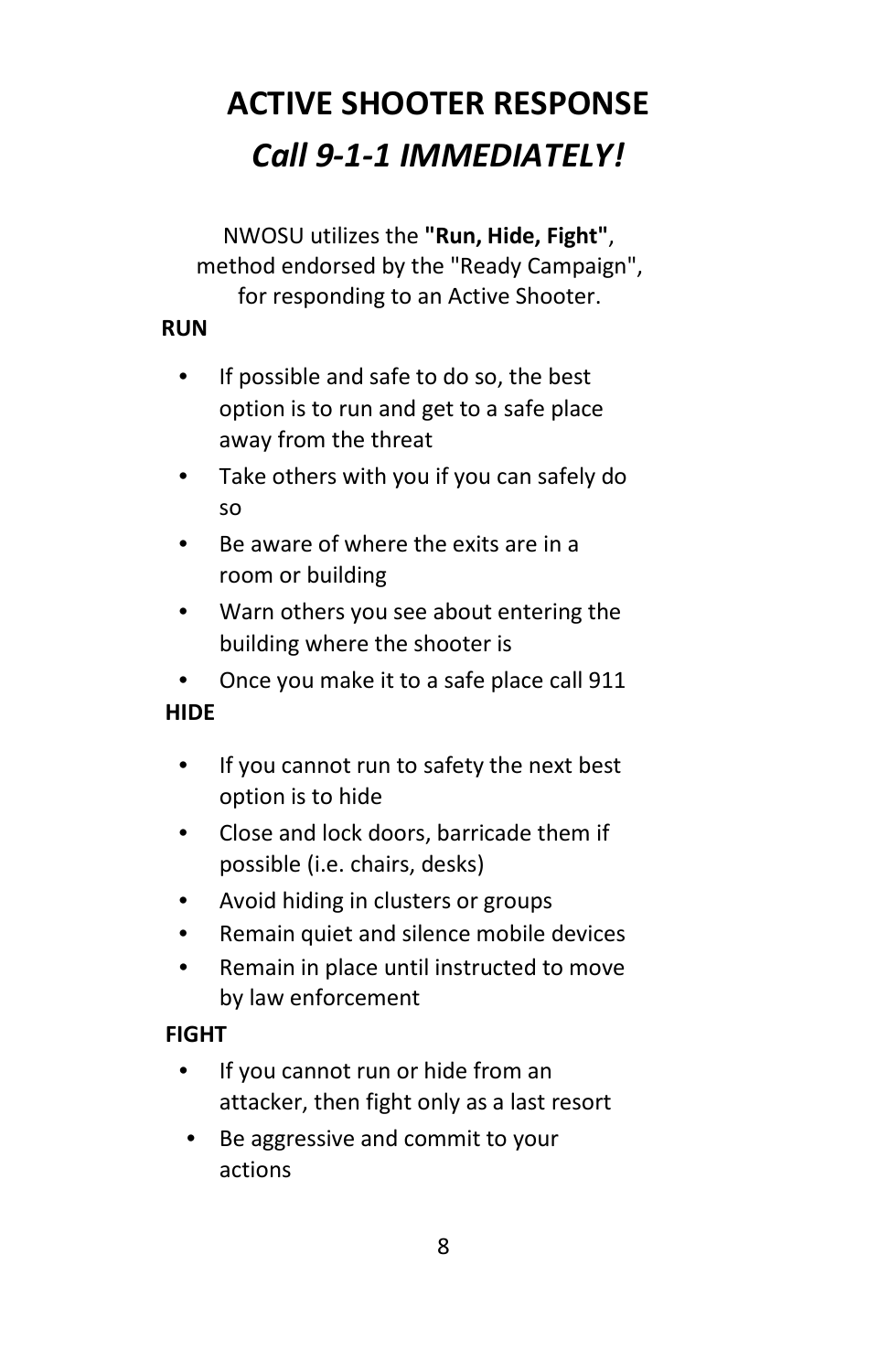# ACTIVE SHOOTER RESPONSE

## *Call 9-1-1 IMMEDIATELY!*

NWOSU utilizes the **"Run, Hide, Fight"**, method endorsed by the "Ready Campaign", for responding to an Active Shooter.

**RUN**

- If possible and safe to do so, the best option is to run and get to a safe place away from the threat
- Take others with you if you can safely do so
- Be aware of where the exits are in a room or building
- Warn others you see about entering the building where the shooter is
- Once you make it to a safe place call 911

**HIDE**

- If you cannot run to safety the next best option is to hide
- Close and lock doors, barricade them if possible (i.e. chairs, desks)
- Avoid hiding in clusters or groups
- Remain quiet and silence mobile devices
- Remain in place until instructed to move by law enforcement

**FIGHT**

- If you cannot run or hide from an attacker, then fight only as a last resort
- Be aggressive and commit to your actions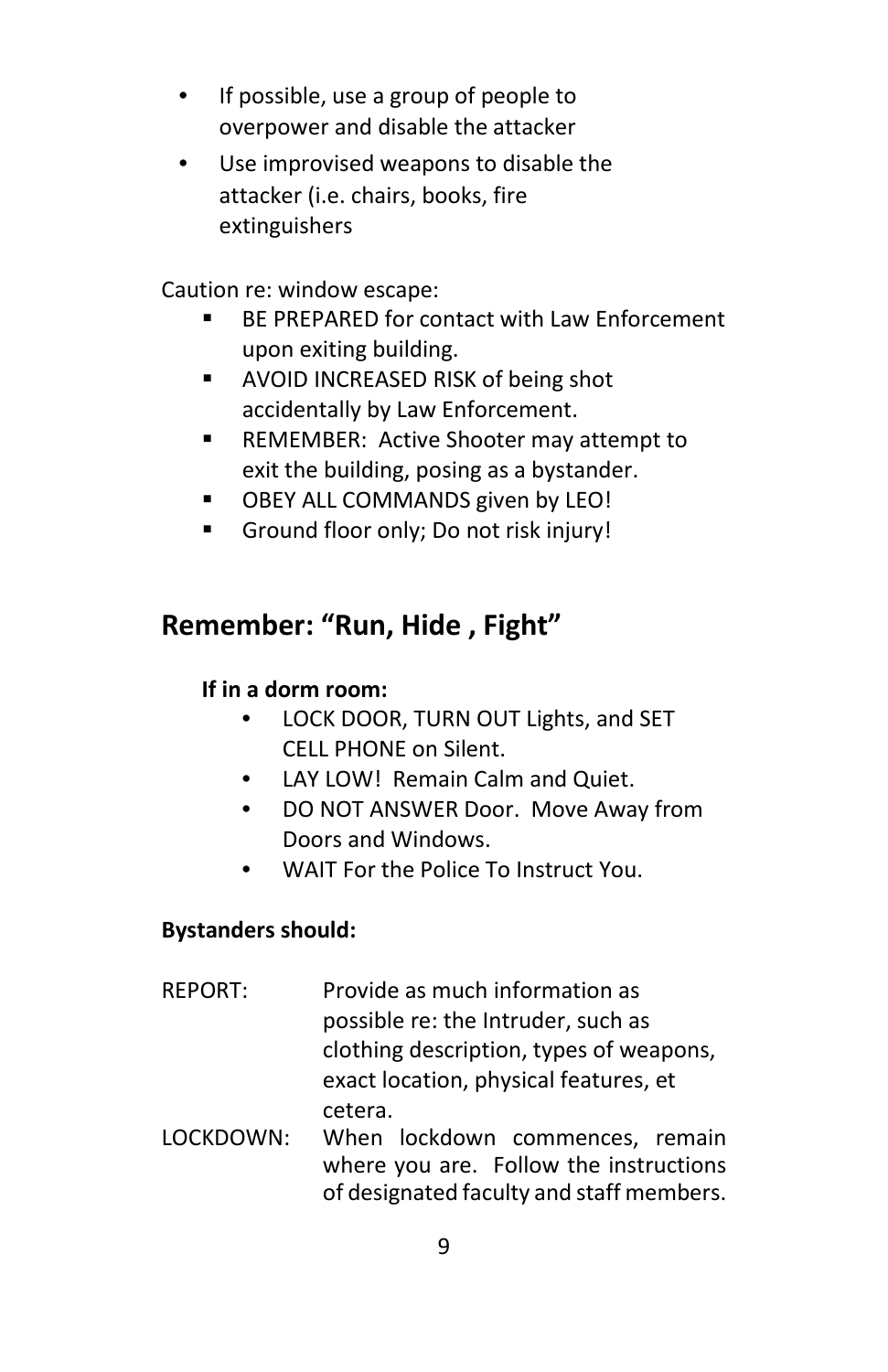- If possible, use a group of people to overpower and disable the attacker
- Use improvised weapons to disable the attacker (i.e. chairs, books, fire extinguishers

Caution re: window escape:

- BE PREPARED for contact with Law Enforcement upon exiting building.
- AVOID INCREASED RISK of being shot accidentally by Law Enforcement.
- REMEMBER: Active Shooter may attempt to exit the building, posing as a bystander.
- OBEY ALL COMMANDS given by LEO!
- Ground floor only; Do not risk injury!

## Remember: "Run, Hide , Fight"

**If in a dorm room:**

- LOCK DOOR, TURN OUT Lights, and SET CELL PHONE on Silent.
- LAY LOW! Remain Calm and Quiet.
- DO NOT ANSWER Door. Move Away from Doors and Windows.
- WAIT For the Police To Instruct You.

**Bystanders should:**

REPORT: Provide as much information as possible re: the Intruder, such as clothing description, types of weapons, exact location, physical features, et cetera.

LOCKDOWN: When lockdown commences, remain where you are. Follow the instructions of designated faculty and staff members.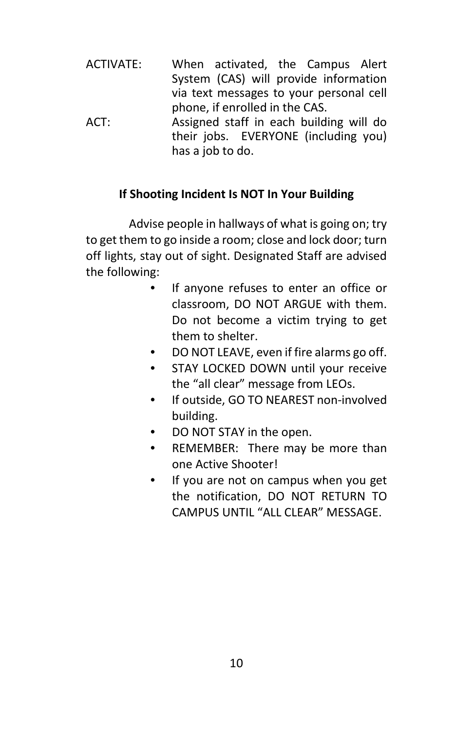ACTIVATE: When activated, the Campus Alert System (CAS) will provide information via text messages to your personal cell phone, if enrolled in the CAS.

ACT: Assigned staff in each building will do their jobs. EVERYONE (including you) has a job to do.

**If Shooting Incident Is NOT In Your Building**

Advise people in hallways of what is going on; try to get them to go inside a room; close and lock door; turn off lights, stay out of sight. Designated Staff are advised the following:

- If anyone refuses to enter an office or classroom, DO NOT ARGUE with them. Do not become a victim trying to get them to shelter.
- DO NOT LEAVE, even if fire alarms go off.
- STAY LOCKED DOWN until your receive the "all clear" message from LEOs.
- If outside, GO TO NEAREST non-involved building.
- DO NOT STAY in the open.
- REMEMBER: There may be more than one Active Shooter!
- If you are not on campus when you get the notification, DO NOT RETURN TO CAMPUS UNTIL "ALL CLEAR" MESSAGE.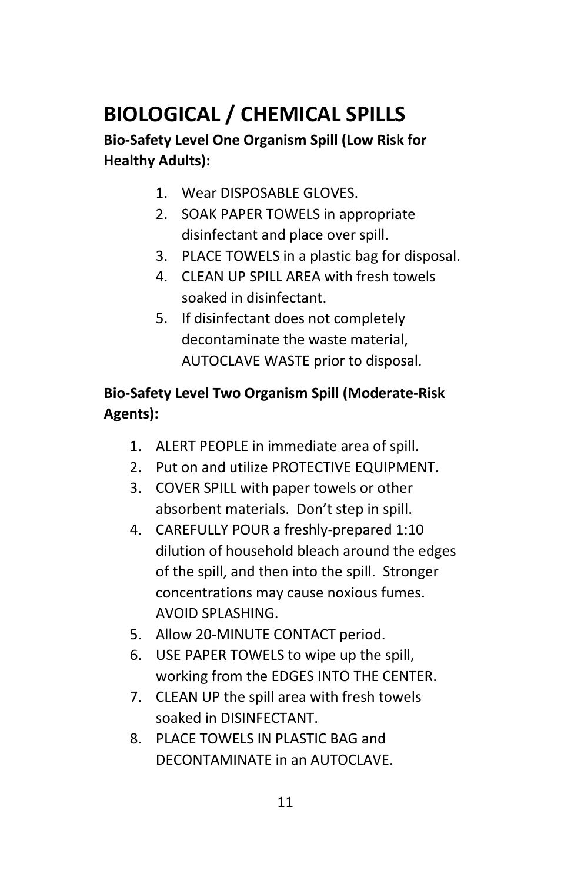# BIOLOGICAL / CHEMICAL SPILLS

**Bio-Safety Level One Organism Spill (Low Risk for Healthy Adults):**

1. Wear DISPOSABLE GLOVES.
2. SOAK PAPER TOWELS in appropriate disinfectant and place over spill.
3. PLACE TOWELS in a plastic bag for disposal.
4. CLEAN UP SPILL AREA with fresh towels soaked in disinfectant.
5. If disinfectant does not completely decontaminate the waste material, AUTOCLAVE WASTE prior to disposal.

**Bio-Safety Level Two Organism Spill (Moderate-Risk Agents):**

1. ALERT PEOPLE in immediate area of spill.
2. Put on and utilize PROTECTIVE EQUIPMENT.
3. COVER SPILL with paper towels or other absorbent materials. Don't step in spill.
4. CAREFULLY POUR a freshly-prepared 1:10 dilution of household bleach around the edges of the spill, and then into the spill. Stronger concentrations may cause noxious fumes. AVOID SPLASHING.
5. Allow 20-MINUTE CONTACT period.
6. USE PAPER TOWELS to wipe up the spill, working from the EDGES INTO THE CENTER.
7. CLEAN UP the spill area with fresh towels soaked in DISINFECTANT.
8. PLACE TOWELS IN PLASTIC BAG and DECONTAMINATE in an AUTOCLAVE.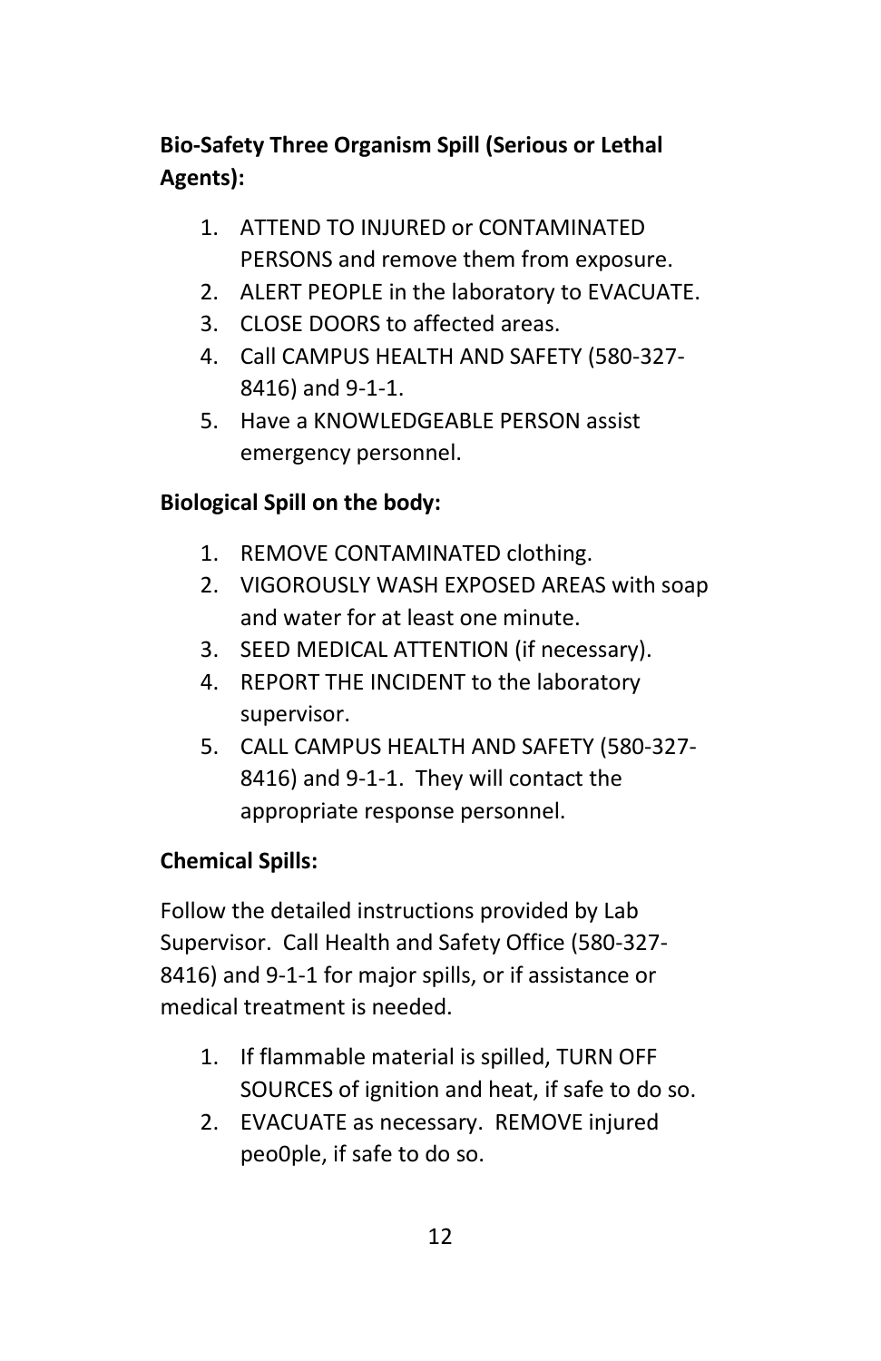**Bio-Safety Three Organism Spill (Serious or Lethal Agents):**

1. ATTEND TO INJURED or CONTAMINATED PERSONS and remove them from exposure.
2. ALERT PEOPLE in the laboratory to EVACUATE.
3. CLOSE DOORS to affected areas.
4. Call CAMPUS HEALTH AND SAFETY (580-327-8416) and 9-1-1.
5. Have a KNOWLEDGEABLE PERSON assist emergency personnel.

**Biological Spill on the body:**

1. REMOVE CONTAMINATED clothing.
2. VIGOROUSLY WASH EXPOSED AREAS with soap and water for at least one minute.
3. SEED MEDICAL ATTENTION (if necessary).
4. REPORT THE INCIDENT to the laboratory supervisor.
5. CALL CAMPUS HEALTH AND SAFETY (580-327-8416) and 9-1-1. They will contact the appropriate response personnel.

**Chemical Spills:**

Follow the detailed instructions provided by Lab Supervisor. Call Health and Safety Office (580-327-8416) and 9-1-1 for major spills, or if assistance or medical treatment is needed.

1. If flammable material is spilled, TURN OFF SOURCES of ignition and heat, if safe to do so.
2. EVACUATE as necessary. REMOVE injured peo0ple, if safe to do so.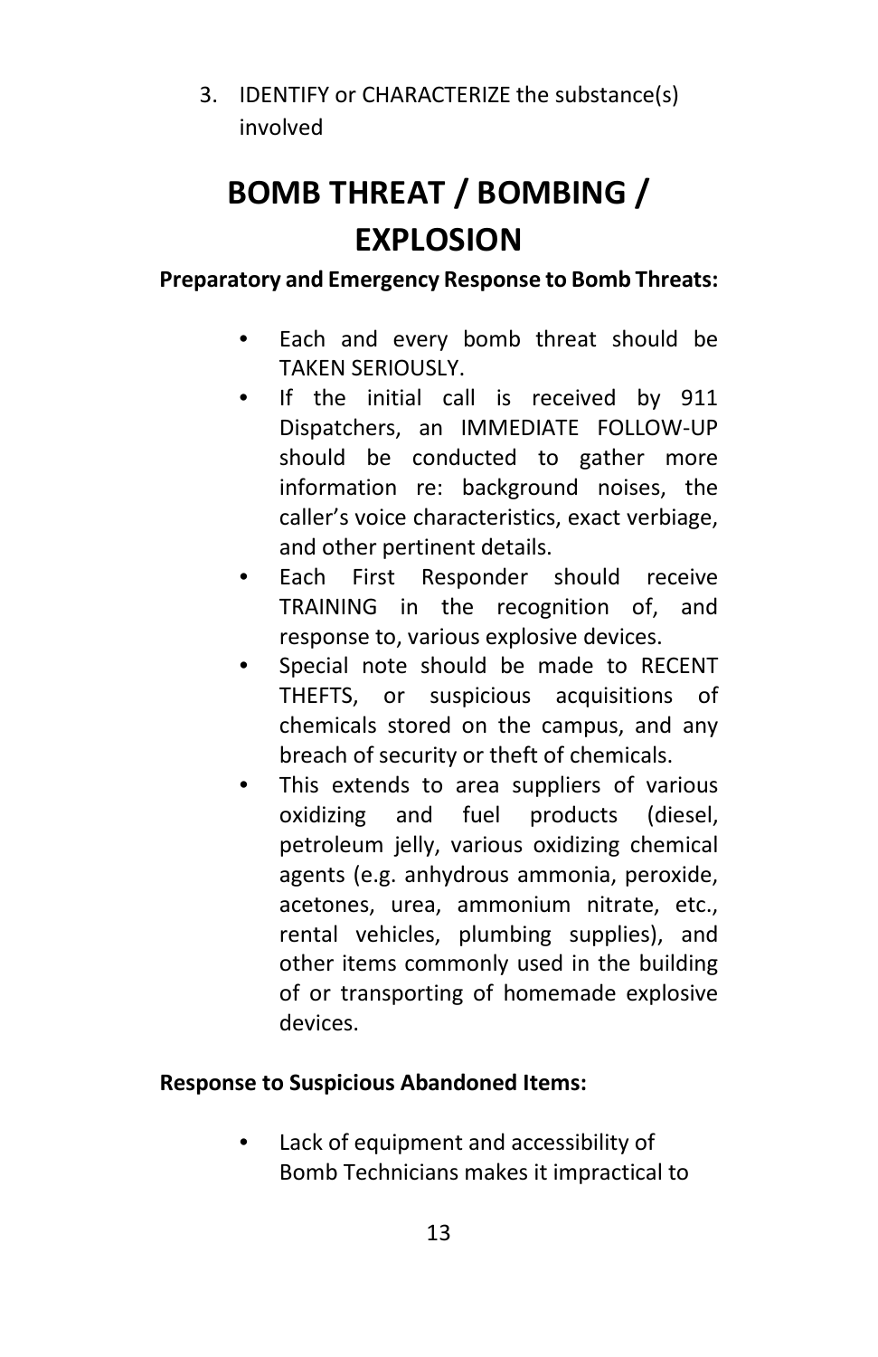3. IDENTIFY or CHARACTERIZE the substance(s) involved

# BOMB THREAT / BOMBING / EXPLOSION

**Preparatory and Emergency Response to Bomb Threats:**

- Each and every bomb threat should be TAKEN SERIOUSLY.
- If the initial call is received by 911 Dispatchers, an IMMEDIATE FOLLOW-UP should be conducted to gather more information re: background noises, the caller's voice characteristics, exact verbiage, and other pertinent details.
- Each First Responder should receive TRAINING in the recognition of, and response to, various explosive devices.
- Special note should be made to RECENT THEFTS, or suspicious acquisitions of chemicals stored on the campus, and any breach of security or theft of chemicals.
- This extends to area suppliers of various oxidizing and fuel products (diesel, petroleum jelly, various oxidizing chemical agents (e.g. anhydrous ammonia, peroxide, acetones, urea, ammonium nitrate, etc., rental vehicles, plumbing supplies), and other items commonly used in the building of or transporting of homemade explosive devices.

**Response to Suspicious Abandoned Items:**

- Lack of equipment and accessibility of Bomb Technicians makes it impractical to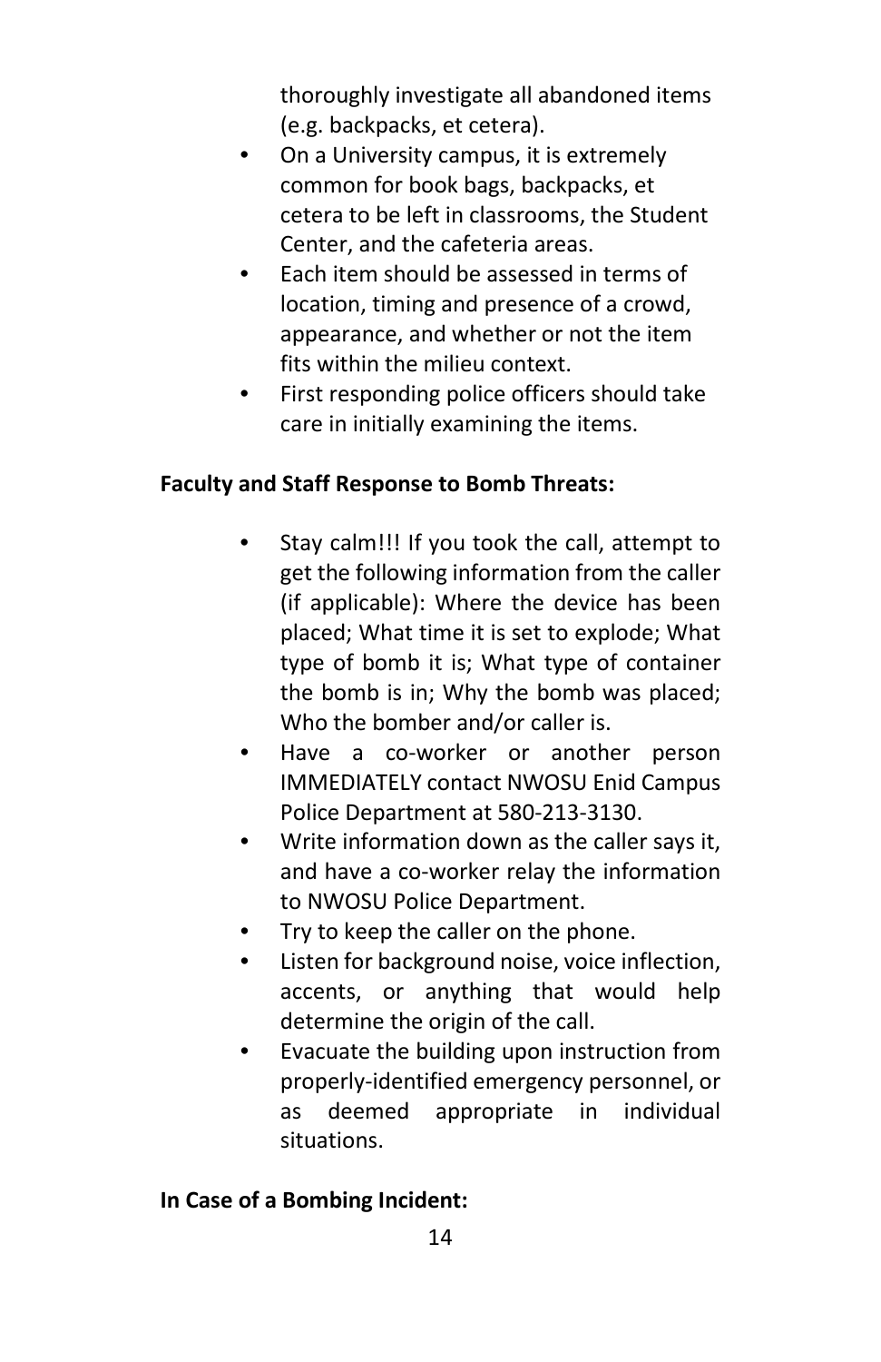thoroughly investigate all abandoned items (e.g. backpacks, et cetera).

- On a University campus, it is extremely common for book bags, backpacks, et cetera to be left in classrooms, the Student Center, and the cafeteria areas.
- Each item should be assessed in terms of location, timing and presence of a crowd, appearance, and whether or not the item fits within the milieu context.
- First responding police officers should take care in initially examining the items.

**Faculty and Staff Response to Bomb Threats:**

- Stay calm!!! If you took the call, attempt to get the following information from the caller (if applicable): Where the device has been placed; What time it is set to explode; What type of bomb it is; What type of container the bomb is in; Why the bomb was placed; Who the bomber and/or caller is.
- Have a co-worker or another person IMMEDIATELY contact NWOSU Enid Campus Police Department at 580-213-3130.
- Write information down as the caller says it, and have a co-worker relay the information to NWOSU Police Department.
- Try to keep the caller on the phone.
- Listen for background noise, voice inflection, accents, or anything that would help determine the origin of the call.
- Evacuate the building upon instruction from properly-identified emergency personnel, or as deemed appropriate in individual situations.

**In Case of a Bombing Incident:**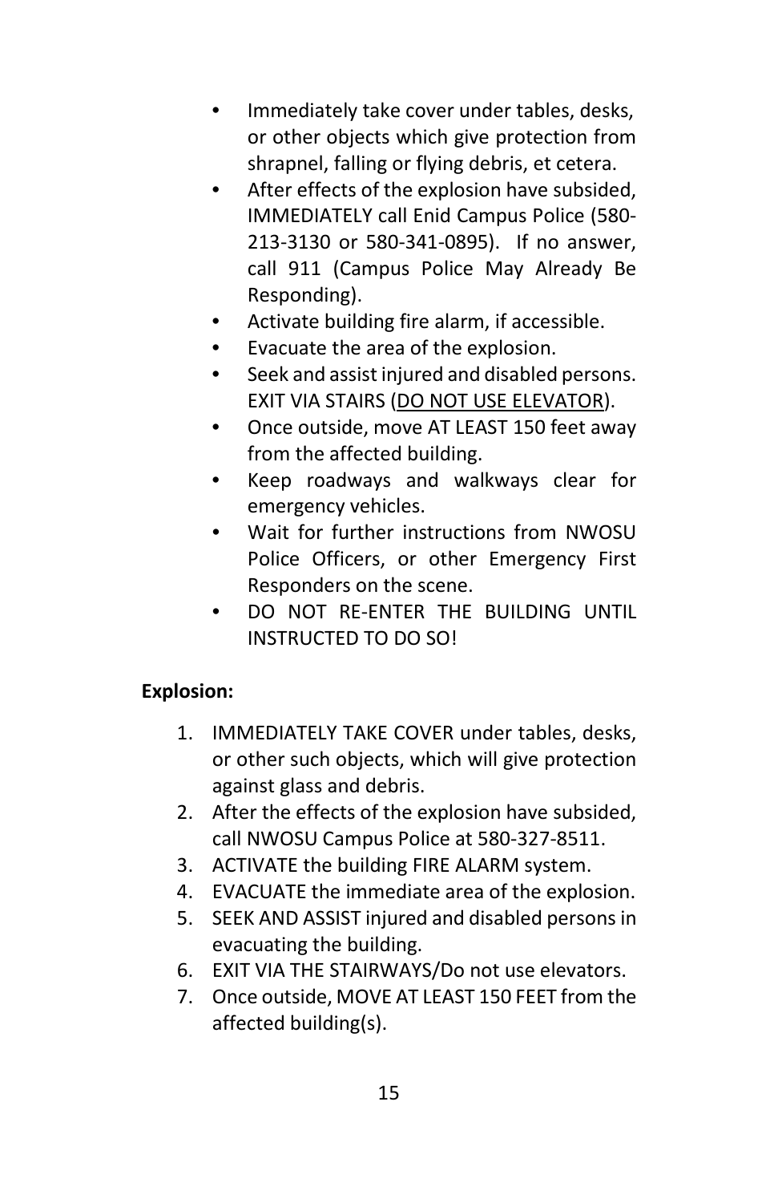- Immediately take cover under tables, desks, or other objects which give protection from shrapnel, falling or flying debris, et cetera.
- After effects of the explosion have subsided, IMMEDIATELY call Enid Campus Police (580-213-3130 or 580-341-0895). If no answer, call 911 (Campus Police May Already Be Responding).
- Activate building fire alarm, if accessible.
- Evacuate the area of the explosion.
- Seek and assist injured and disabled persons. EXIT VIA STAIRS (<u>DO NOT USE ELEVATOR</u>).
- Once outside, move AT LEAST 150 feet away from the affected building.
- Keep roadways and walkways clear for emergency vehicles.
- Wait for further instructions from NWOSU Police Officers, or other Emergency First Responders on the scene.
- DO NOT RE-ENTER THE BUILDING UNTIL INSTRUCTED TO DO SO!

**Explosion:**

1. IMMEDIATELY TAKE COVER under tables, desks, or other such objects, which will give protection against glass and debris.
2. After the effects of the explosion have subsided, call NWOSU Campus Police at 580-327-8511.
3. ACTIVATE the building FIRE ALARM system.
4. EVACUATE the immediate area of the explosion.
5. SEEK AND ASSIST injured and disabled persons in evacuating the building.
6. EXIT VIA THE STAIRWAYS/Do not use elevators.
7. Once outside, MOVE AT LEAST 150 FEET from the affected building(s).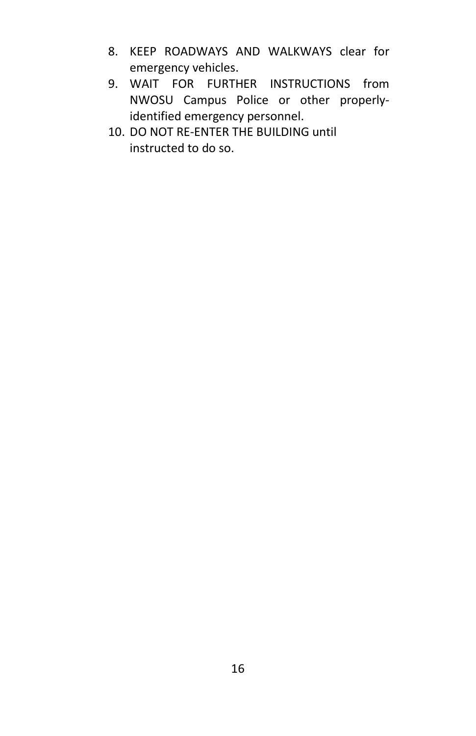8. KEEP ROADWAYS AND WALKWAYS clear for emergency vehicles.
9. WAIT FOR FURTHER INSTRUCTIONS from NWOSU Campus Police or other properly-identified emergency personnel.
10. DO NOT RE-ENTER THE BUILDING until instructed to do so.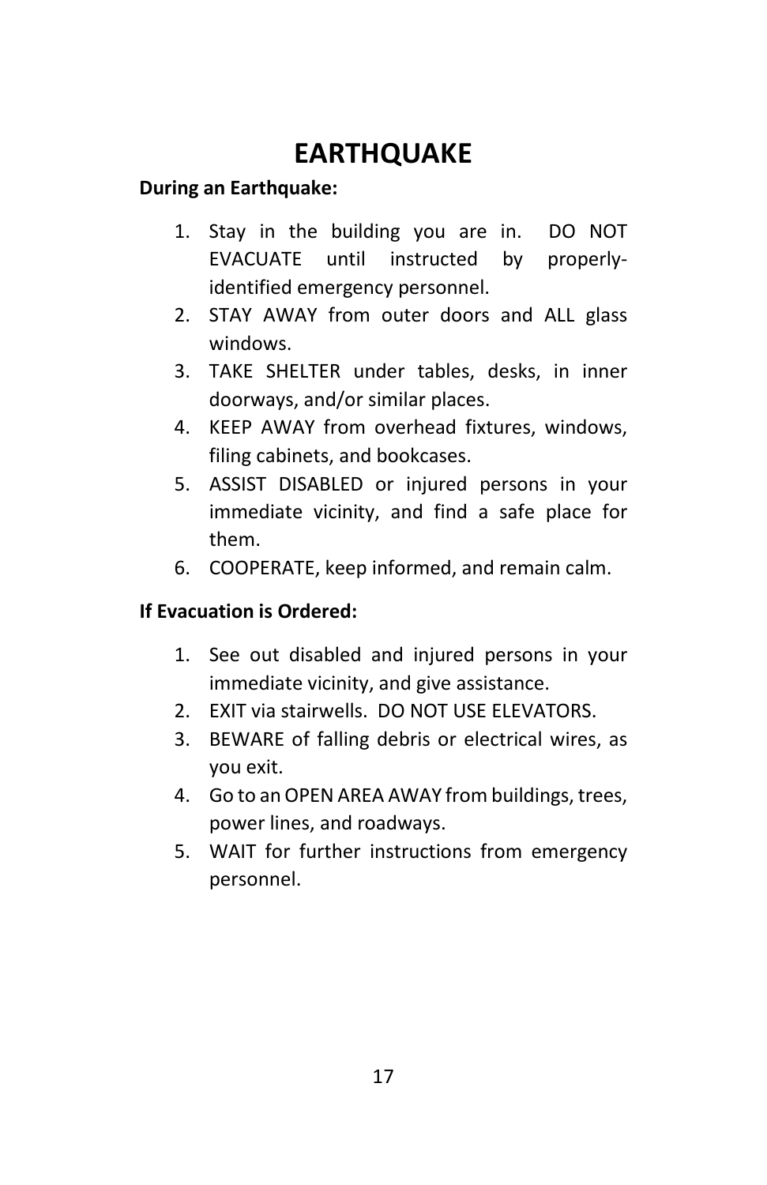# EARTHQUAKE

**During an Earthquake:**

1. Stay in the building you are in.  DO NOT EVACUATE until instructed by properly-identified emergency personnel.
2. STAY AWAY from outer doors and ALL glass windows.
3. TAKE SHELTER under tables, desks, in inner doorways, and/or similar places.
4. KEEP AWAY from overhead fixtures, windows, filing cabinets, and bookcases.
5. ASSIST DISABLED or injured persons in your immediate vicinity, and find a safe place for them.
6. COOPERATE, keep informed, and remain calm.

**If Evacuation is Ordered:**

1. See out disabled and injured persons in your immediate vicinity, and give assistance.
2. EXIT via stairwells.  DO NOT USE ELEVATORS.
3. BEWARE of falling debris or electrical wires, as you exit.
4. Go to an OPEN AREA AWAY from buildings, trees, power lines, and roadways.
5. WAIT for further instructions from emergency personnel.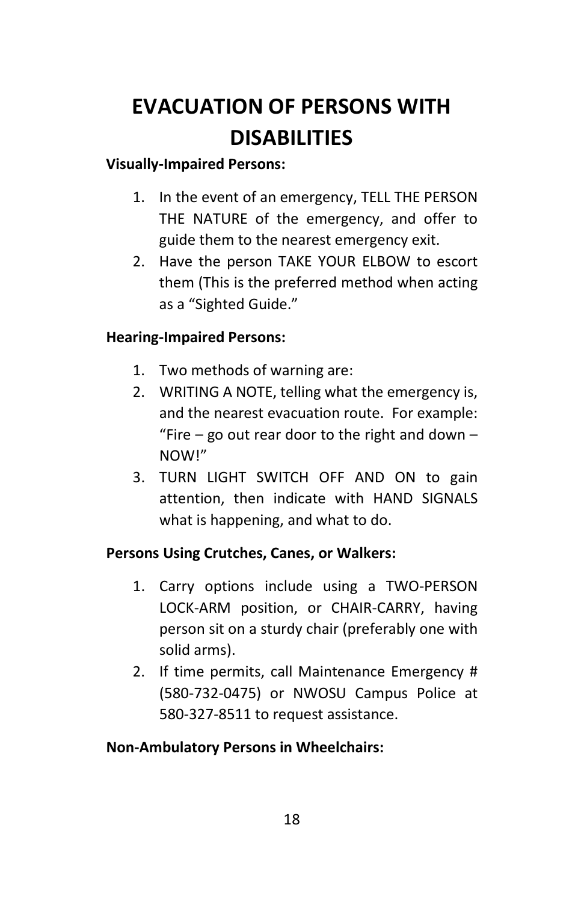# EVACUATION OF PERSONS WITH DISABILITIES

**Visually-Impaired Persons:**

1. In the event of an emergency, TELL THE PERSON THE NATURE of the emergency, and offer to guide them to the nearest emergency exit.
2. Have the person TAKE YOUR ELBOW to escort them (This is the preferred method when acting as a "Sighted Guide."

**Hearing-Impaired Persons:**

1. Two methods of warning are:
2. WRITING A NOTE, telling what the emergency is, and the nearest evacuation route. For example: "Fire – go out rear door to the right and down – NOW!"
3. TURN LIGHT SWITCH OFF AND ON to gain attention, then indicate with HAND SIGNALS what is happening, and what to do.

**Persons Using Crutches, Canes, or Walkers:**

1. Carry options include using a TWO-PERSON LOCK-ARM position, or CHAIR-CARRY, having person sit on a sturdy chair (preferably one with solid arms).
2. If time permits, call Maintenance Emergency # (580-732-0475) or NWOSU Campus Police at 580-327-8511 to request assistance.

**Non-Ambulatory Persons in Wheelchairs:**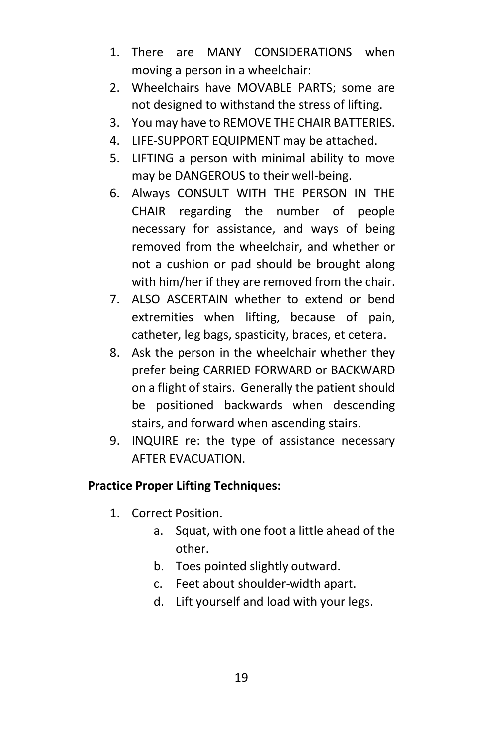1. There are MANY CONSIDERATIONS when moving a person in a wheelchair:
2. Wheelchairs have MOVABLE PARTS; some are not designed to withstand the stress of lifting.
3. You may have to REMOVE THE CHAIR BATTERIES.
4. LIFE-SUPPORT EQUIPMENT may be attached.
5. LIFTING a person with minimal ability to move may be DANGEROUS to their well-being.
6. Always CONSULT WITH THE PERSON IN THE CHAIR regarding the number of people necessary for assistance, and ways of being removed from the wheelchair, and whether or not a cushion or pad should be brought along with him/her if they are removed from the chair.
7. ALSO ASCERTAIN whether to extend or bend extremities when lifting, because of pain, catheter, leg bags, spasticity, braces, et cetera.
8. Ask the person in the wheelchair whether they prefer being CARRIED FORWARD or BACKWARD on a flight of stairs. Generally the patient should be positioned backwards when descending stairs, and forward when ascending stairs.
9. INQUIRE re: the type of assistance necessary AFTER EVACUATION.

**Practice Proper Lifting Techniques:**

1. Correct Position.
   a. Squat, with one foot a little ahead of the other.
   b. Toes pointed slightly outward.
   c. Feet about shoulder-width apart.
   d. Lift yourself and load with your legs.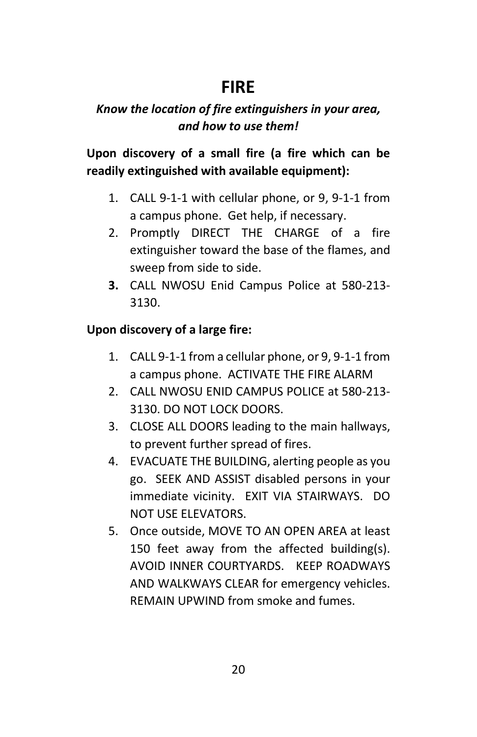# FIRE

***Know the location of fire extinguishers in your area, and how to use them!***

**Upon discovery of a small fire (a fire which can be readily extinguished with available equipment):**

1. CALL 9-1-1 with cellular phone, or 9, 9-1-1 from a campus phone. Get help, if necessary.
2. Promptly DIRECT THE CHARGE of a fire extinguisher toward the base of the flames, and sweep from side to side.
3. CALL NWOSU Enid Campus Police at 580-213-3130.

**Upon discovery of a large fire:**

1. CALL 9-1-1 from a cellular phone, or 9, 9-1-1 from a campus phone. ACTIVATE THE FIRE ALARM
2. CALL NWOSU ENID CAMPUS POLICE at 580-213-3130. DO NOT LOCK DOORS.
3. CLOSE ALL DOORS leading to the main hallways, to prevent further spread of fires.
4. EVACUATE THE BUILDING, alerting people as you go. SEEK AND ASSIST disabled persons in your immediate vicinity. EXIT VIA STAIRWAYS. DO NOT USE ELEVATORS.
5. Once outside, MOVE TO AN OPEN AREA at least 150 feet away from the affected building(s). AVOID INNER COURTYARDS. KEEP ROADWAYS AND WALKWAYS CLEAR for emergency vehicles. REMAIN UPWIND from smoke and fumes.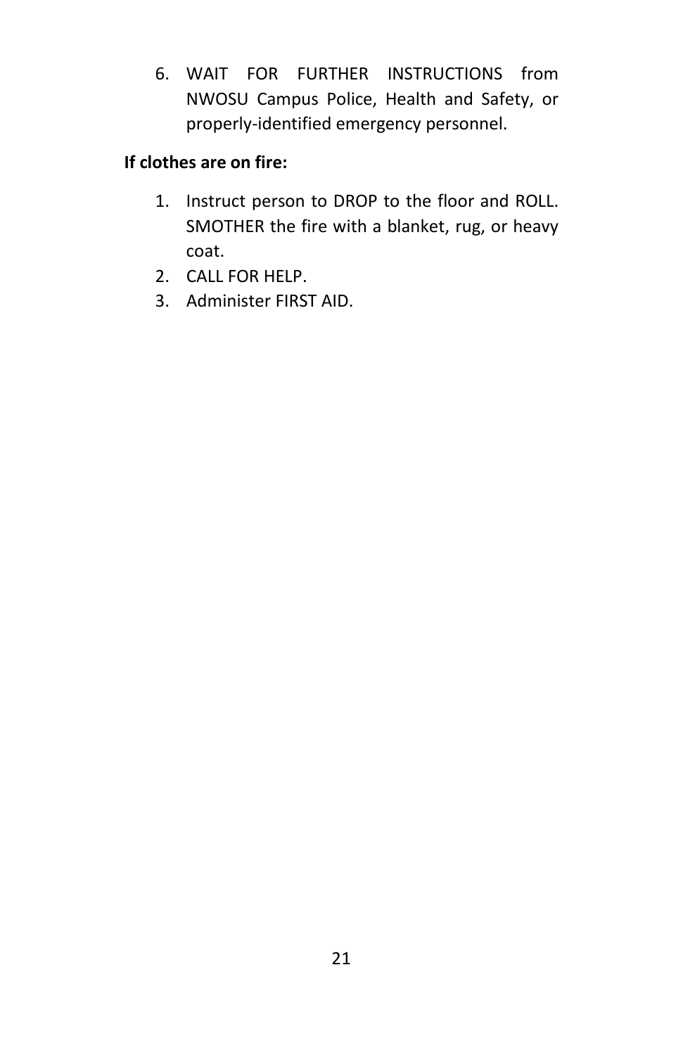6. WAIT FOR FURTHER INSTRUCTIONS from NWOSU Campus Police, Health and Safety, or properly-identified emergency personnel.

**If clothes are on fire:**

1. Instruct person to DROP to the floor and ROLL. SMOTHER the fire with a blanket, rug, or heavy coat.
2. CALL FOR HELP.
3. Administer FIRST AID.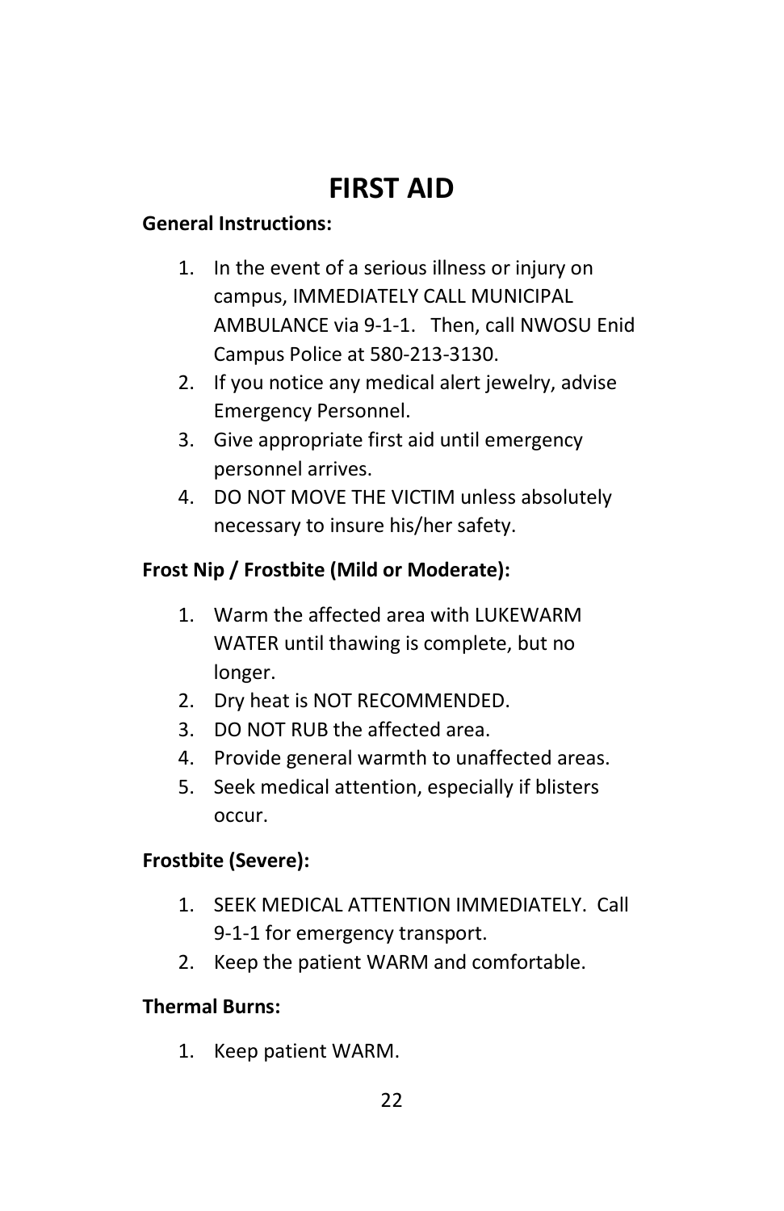# FIRST AID

**General Instructions:**

1. In the event of a serious illness or injury on campus, IMMEDIATELY CALL MUNICIPAL AMBULANCE via 9-1-1. Then, call NWOSU Enid Campus Police at 580-213-3130.
2. If you notice any medical alert jewelry, advise Emergency Personnel.
3. Give appropriate first aid until emergency personnel arrives.
4. DO NOT MOVE THE VICTIM unless absolutely necessary to insure his/her safety.

**Frost Nip / Frostbite (Mild or Moderate):**

1. Warm the affected area with LUKEWARM WATER until thawing is complete, but no longer.
2. Dry heat is NOT RECOMMENDED.
3. DO NOT RUB the affected area.
4. Provide general warmth to unaffected areas.
5. Seek medical attention, especially if blisters occur.

**Frostbite (Severe):**

1. SEEK MEDICAL ATTENTION IMMEDIATELY. Call 9-1-1 for emergency transport.
2. Keep the patient WARM and comfortable.

**Thermal Burns:**

1. Keep patient WARM.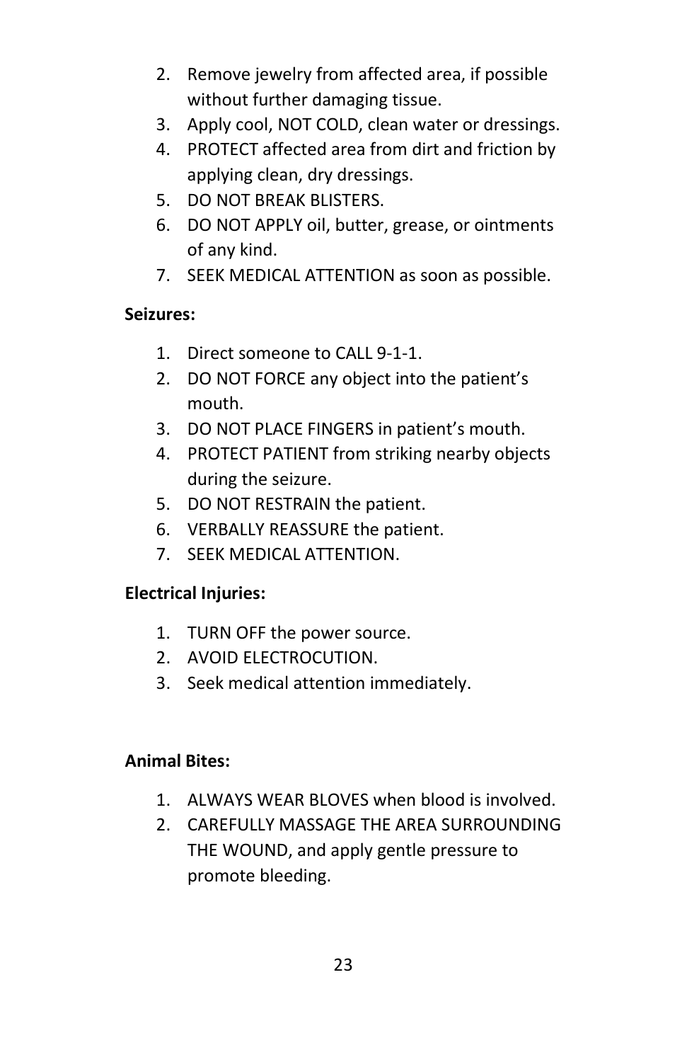2. Remove jewelry from affected area, if possible without further damaging tissue.
3. Apply cool, NOT COLD, clean water or dressings.
4. PROTECT affected area from dirt and friction by applying clean, dry dressings.
5. DO NOT BREAK BLISTERS.
6. DO NOT APPLY oil, butter, grease, or ointments of any kind.
7. SEEK MEDICAL ATTENTION as soon as possible.

**Seizures:**

1. Direct someone to CALL 9-1-1.
2. DO NOT FORCE any object into the patient's mouth.
3. DO NOT PLACE FINGERS in patient's mouth.
4. PROTECT PATIENT from striking nearby objects during the seizure.
5. DO NOT RESTRAIN the patient.
6. VERBALLY REASSURE the patient.
7. SEEK MEDICAL ATTENTION.

**Electrical Injuries:**

1. TURN OFF the power source.
2. AVOID ELECTROCUTION.
3. Seek medical attention immediately.

**Animal Bites:**

1. ALWAYS WEAR BLOVES when blood is involved.
2. CAREFULLY MASSAGE THE AREA SURROUNDING THE WOUND, and apply gentle pressure to promote bleeding.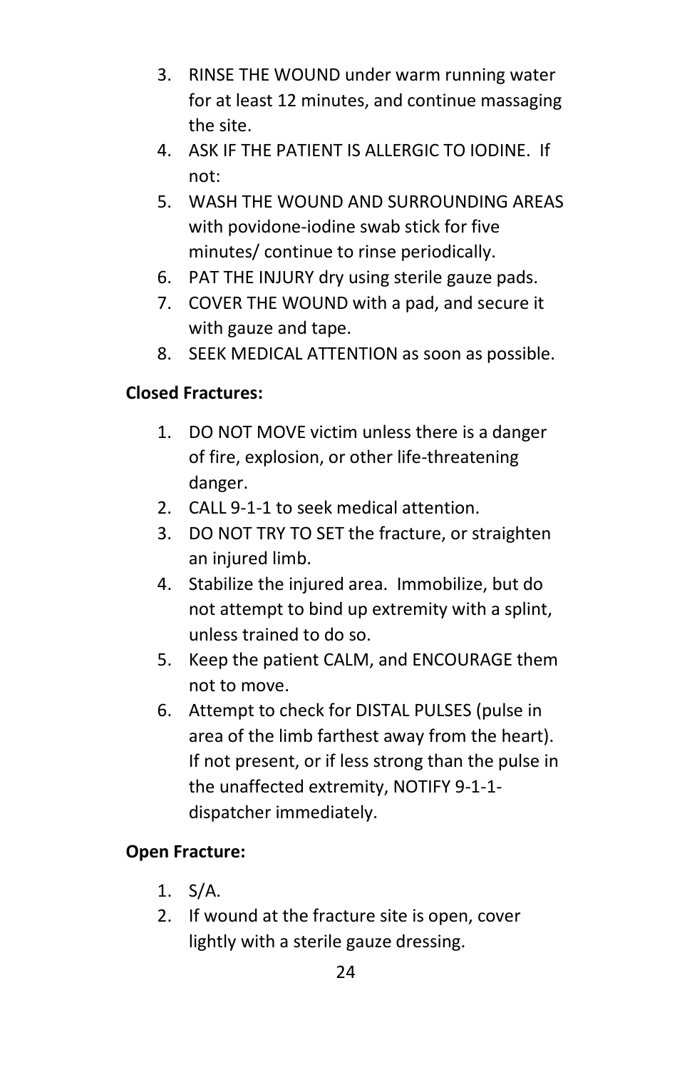3. RINSE THE WOUND under warm running water for at least 12 minutes, and continue massaging the site.
4. ASK IF THE PATIENT IS ALLERGIC TO IODINE. If not:
5. WASH THE WOUND AND SURROUNDING AREAS with povidone-iodine swab stick for five minutes/ continue to rinse periodically.
6. PAT THE INJURY dry using sterile gauze pads.
7. COVER THE WOUND with a pad, and secure it with gauze and tape.
8. SEEK MEDICAL ATTENTION as soon as possible.

**Closed Fractures:**

1. DO NOT MOVE victim unless there is a danger of fire, explosion, or other life-threatening danger.
2. CALL 9-1-1 to seek medical attention.
3. DO NOT TRY TO SET the fracture, or straighten an injured limb.
4. Stabilize the injured area. Immobilize, but do not attempt to bind up extremity with a splint, unless trained to do so.
5. Keep the patient CALM, and ENCOURAGE them not to move.
6. Attempt to check for DISTAL PULSES (pulse in area of the limb farthest away from the heart). If not present, or if less strong than the pulse in the unaffected extremity, NOTIFY 9-1-1-dispatcher immediately.

**Open Fracture:**

1. S/A.
2. If wound at the fracture site is open, cover lightly with a sterile gauze dressing.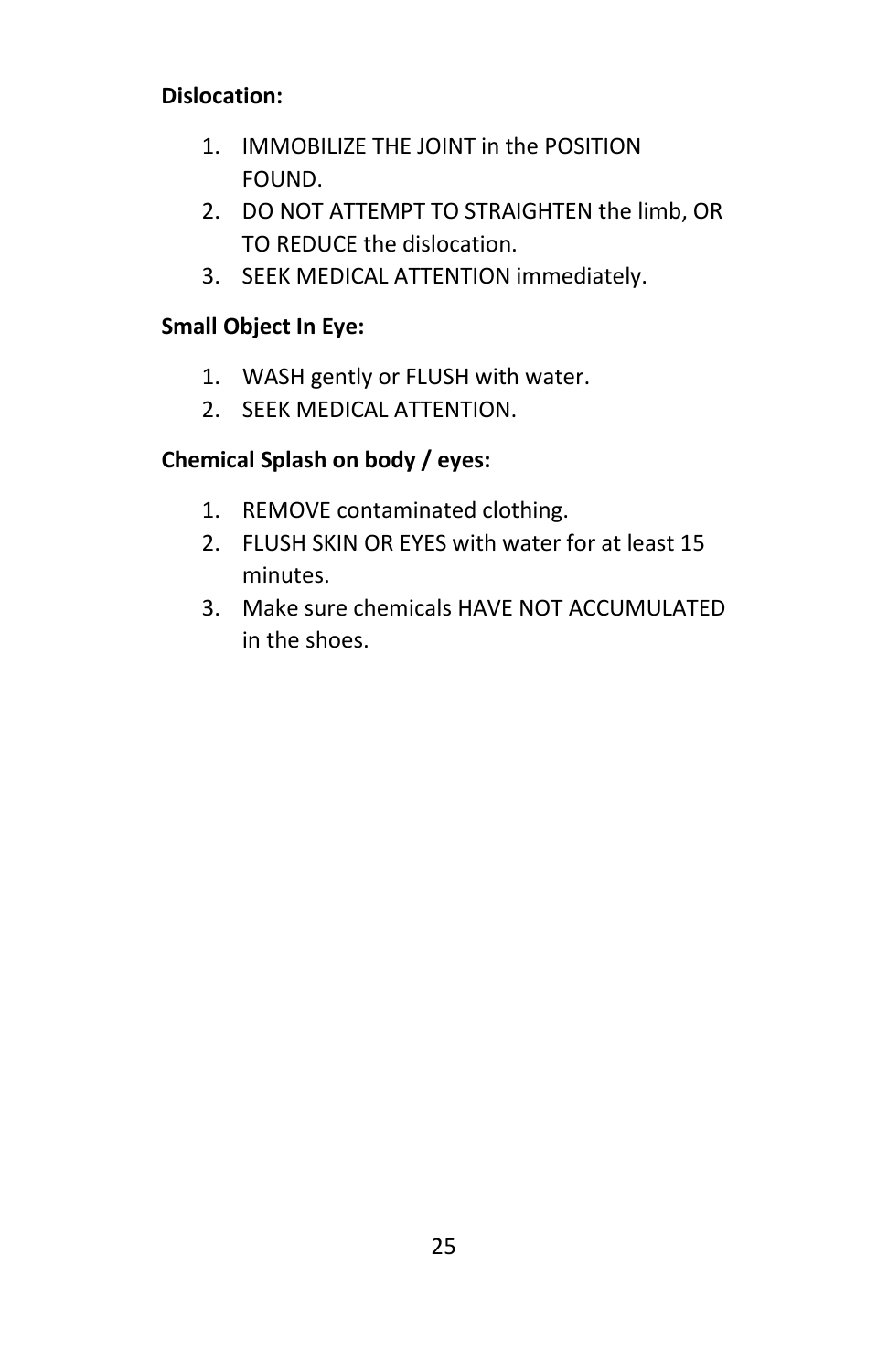**Dislocation:**

1. IMMOBILIZE THE JOINT in the POSITION FOUND.
2. DO NOT ATTEMPT TO STRAIGHTEN the limb, OR TO REDUCE the dislocation.
3. SEEK MEDICAL ATTENTION immediately.

**Small Object In Eye:**

1. WASH gently or FLUSH with water.
2. SEEK MEDICAL ATTENTION.

**Chemical Splash on body / eyes:**

1. REMOVE contaminated clothing.
2. FLUSH SKIN OR EYES with water for at least 15 minutes.
3. Make sure chemicals HAVE NOT ACCUMULATED in the shoes.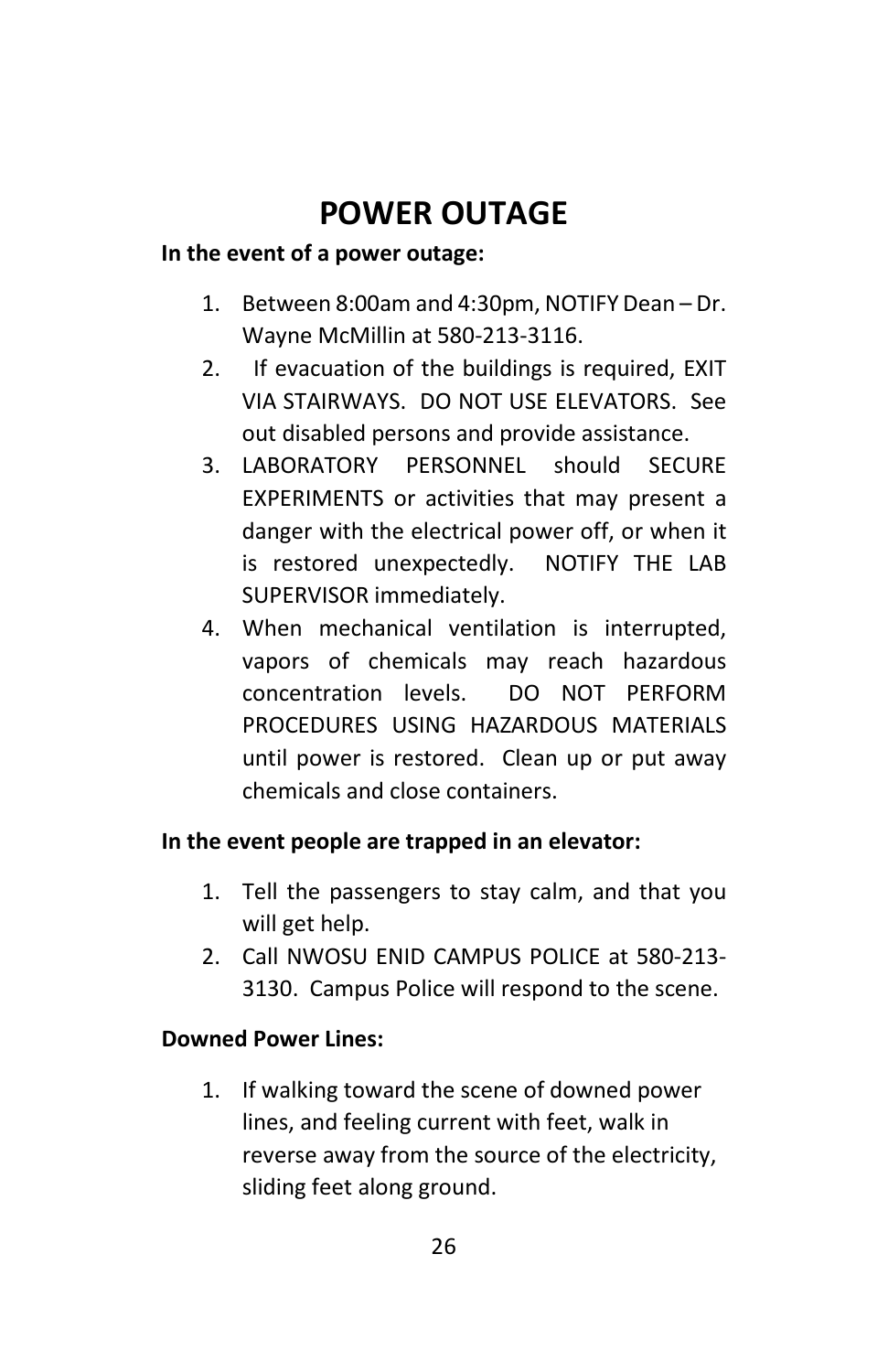# POWER OUTAGE

**In the event of a power outage:**

1. Between 8:00am and 4:30pm, NOTIFY Dean – Dr. Wayne McMillin at 580-213-3116.
2. If evacuation of the buildings is required, EXIT VIA STAIRWAYS. DO NOT USE ELEVATORS. See out disabled persons and provide assistance.
3. LABORATORY PERSONNEL should SECURE EXPERIMENTS or activities that may present a danger with the electrical power off, or when it is restored unexpectedly. NOTIFY THE LAB SUPERVISOR immediately.
4. When mechanical ventilation is interrupted, vapors of chemicals may reach hazardous concentration levels. DO NOT PERFORM PROCEDURES USING HAZARDOUS MATERIALS until power is restored. Clean up or put away chemicals and close containers.

**In the event people are trapped in an elevator:**

1. Tell the passengers to stay calm, and that you will get help.
2. Call NWOSU ENID CAMPUS POLICE at 580-213-3130. Campus Police will respond to the scene.

**Downed Power Lines:**

1. If walking toward the scene of downed power lines, and feeling current with feet, walk in reverse away from the source of the electricity, sliding feet along ground.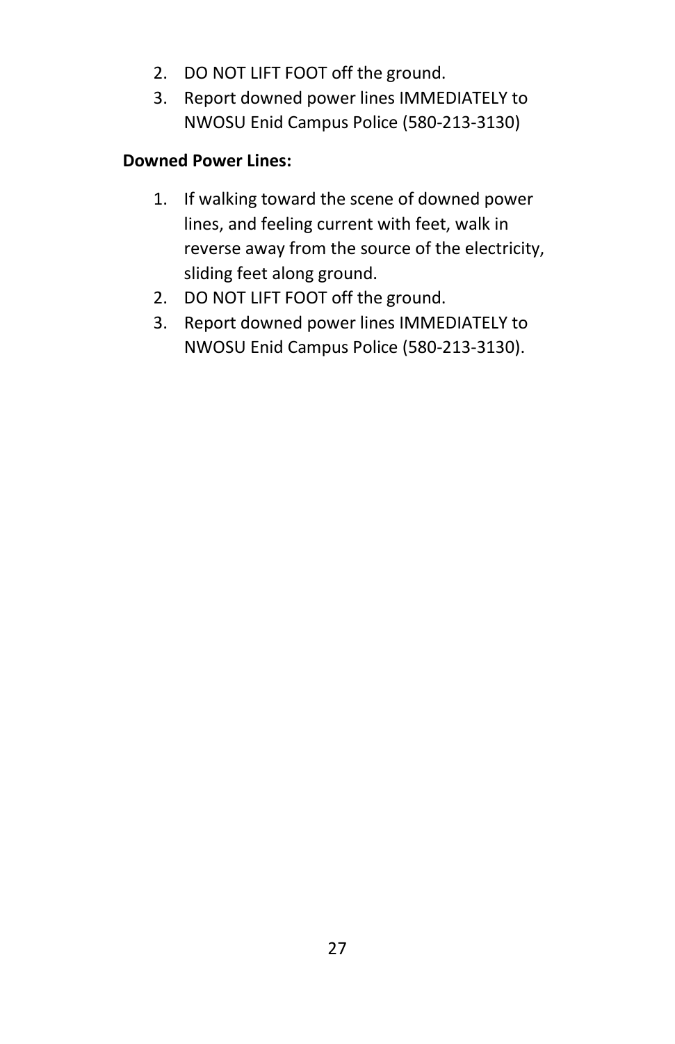2. DO NOT LIFT FOOT off the ground.
3. Report downed power lines IMMEDIATELY to NWOSU Enid Campus Police (580-213-3130)

**Downed Power Lines:**

1. If walking toward the scene of downed power lines, and feeling current with feet, walk in reverse away from the source of the electricity, sliding feet along ground.
2. DO NOT LIFT FOOT off the ground.
3. Report downed power lines IMMEDIATELY to NWOSU Enid Campus Police (580-213-3130).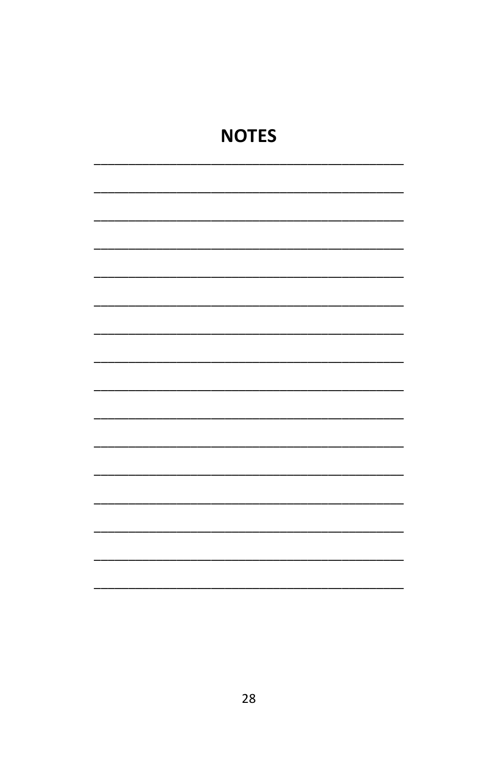## NOTES

______________________________________________

______________________________________________

______________________________________________

______________________________________________

______________________________________________

______________________________________________

______________________________________________

______________________________________________

______________________________________________

______________________________________________

______________________________________________

______________________________________________

______________________________________________

______________________________________________

______________________________________________

______________________________________________